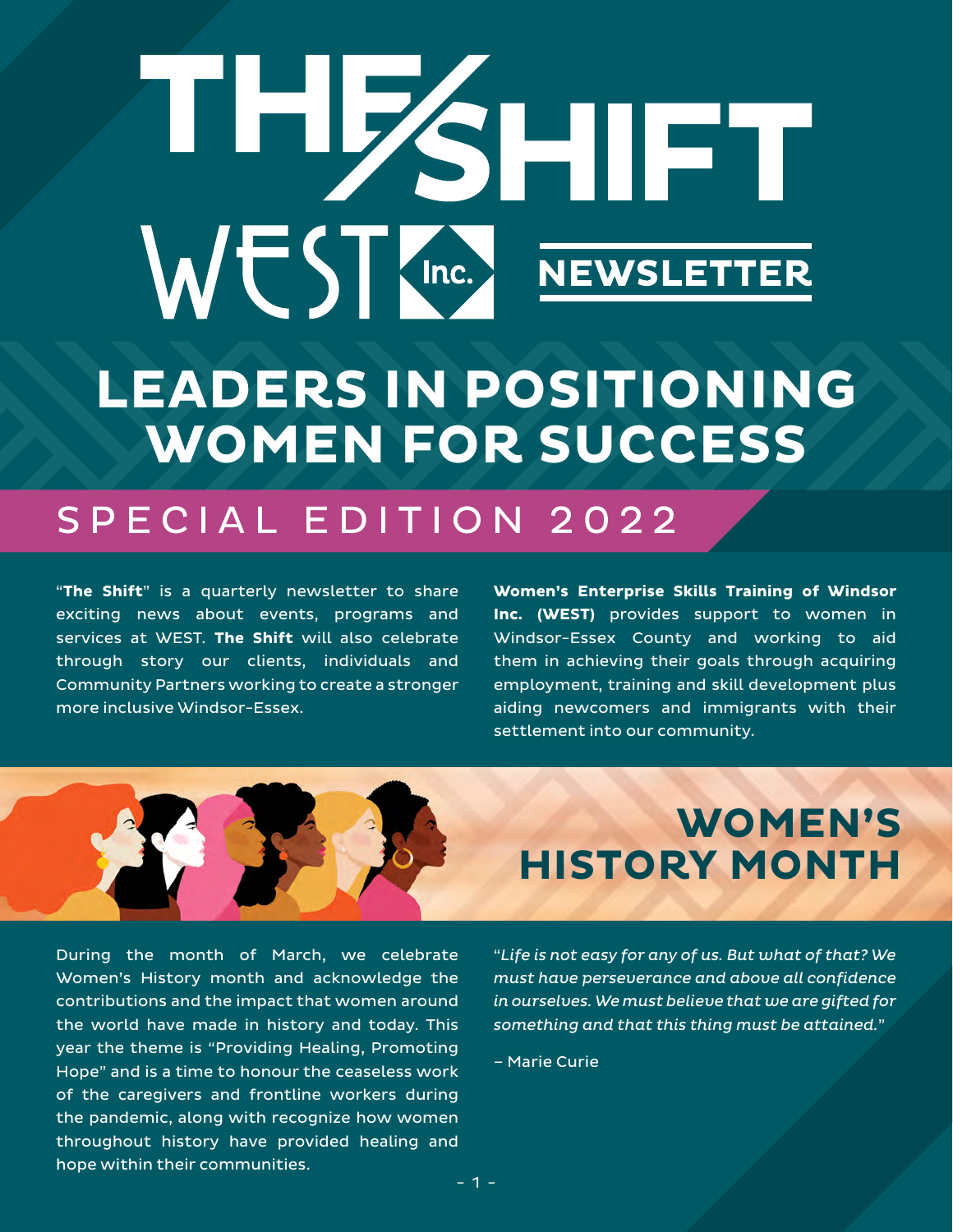# THE SHIFT

## WEST Inc. NEWSLETTER

# LEADERS IN POSITIONING WOMEN FOR SUCCESS

## SPECIAL EDITION 2022

"**The Shift**" is a quarterly newsletter to share exciting news about events, programs and services at WEST. **The Shift** will also celebrate through story our clients, individuals and Community Partners working to create a stronger more inclusive Windsor-Essex.

**Women's Enterprise Skills Training of Windsor Inc. (WEST)** provides support to women in Windsor-Essex County and working to aid them in achieving their goals through acquiring employment, training and skill development plus aiding newcomers and immigrants with their settlement into our community.

## WOMEN'S HISTORY MONTH

During the month of March, we celebrate Women's History month and acknowledge the contributions and the impact that women around the world have made in history and today. This year the theme is "Providing Healing, Promoting Hope" and is a time to honour the ceaseless work of the caregivers and frontline workers during the pandemic, along with recognize how women throughout history have provided healing and hope within their communities.

*"Life is not easy for any of us. But what of that? We must have perseverance and above all confidence in ourselves. We must believe that we are gifted for something and that this thing must be attained."*

– Marie Curie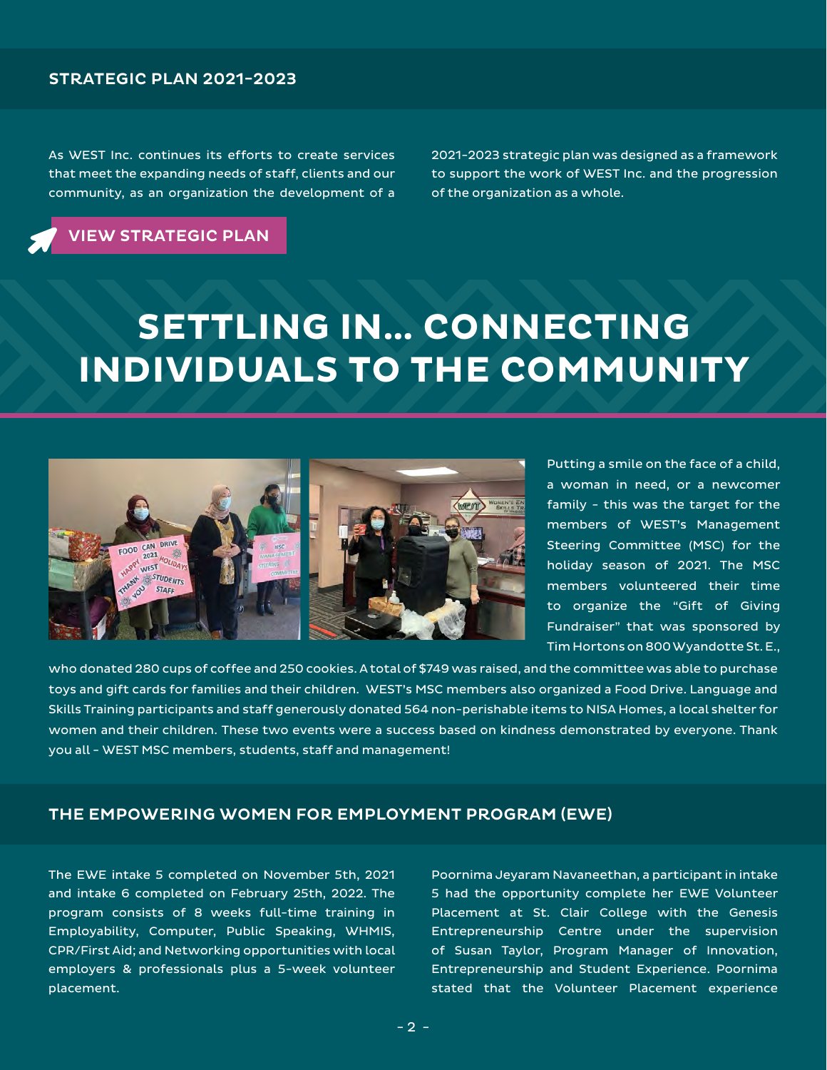## STRATEGIC PLAN 2021-2023

As WEST Inc. continues its efforts to create services that meet the expanding needs of staff, clients and our community, as an organization the development of a 2021-2023 strategic plan was designed as a framework to support the work of WEST Inc. and the progression of the organization as a whole.

**VIEW STRATEGIC PLAN**

# SETTLING IN... CONNECTING INDIVIDUALS TO THE COMMUNITY

Putting a smile on the face of a child, a woman in need, or a newcomer family - this was the target for the members of WEST's Management Steering Committee (MSC) for the holiday season of 2021. The MSC members volunteered their time to organize the "Gift of Giving Fundraiser" that was sponsored by Tim Hortons on 800 Wyandotte St. E., who donated 280 cups of coffee and 250 cookies. A total of $749 was raised, and the committee was able to purchase toys and gift cards for families and their children. WEST's MSC members also organized a Food Drive. Language and Skills Training participants and staff generously donated 564 non-perishable items to NISA Homes, a local shelter for women and their children. These two events were a success based on kindness demonstrated by everyone. Thank you all - WEST MSC members, students, staff and management!

## THE EMPOWERING WOMEN FOR EMPLOYMENT PROGRAM (EWE)

The EWE intake 5 completed on November 5th, 2021 and intake 6 completed on February 25th, 2022. The program consists of 8 weeks full-time training in Employability, Computer, Public Speaking, WHMIS, CPR/First Aid; and Networking opportunities with local employers & professionals plus a 5-week volunteer placement.

Poornima Jeyaram Navaneethan, a participant in intake 5 had the opportunity complete her EWE Volunteer Placement at St. Clair College with the Genesis Entrepreneurship Centre under the supervision of Susan Taylor, Program Manager of Innovation, Entrepreneurship and Student Experience. Poornima stated that the Volunteer Placement experience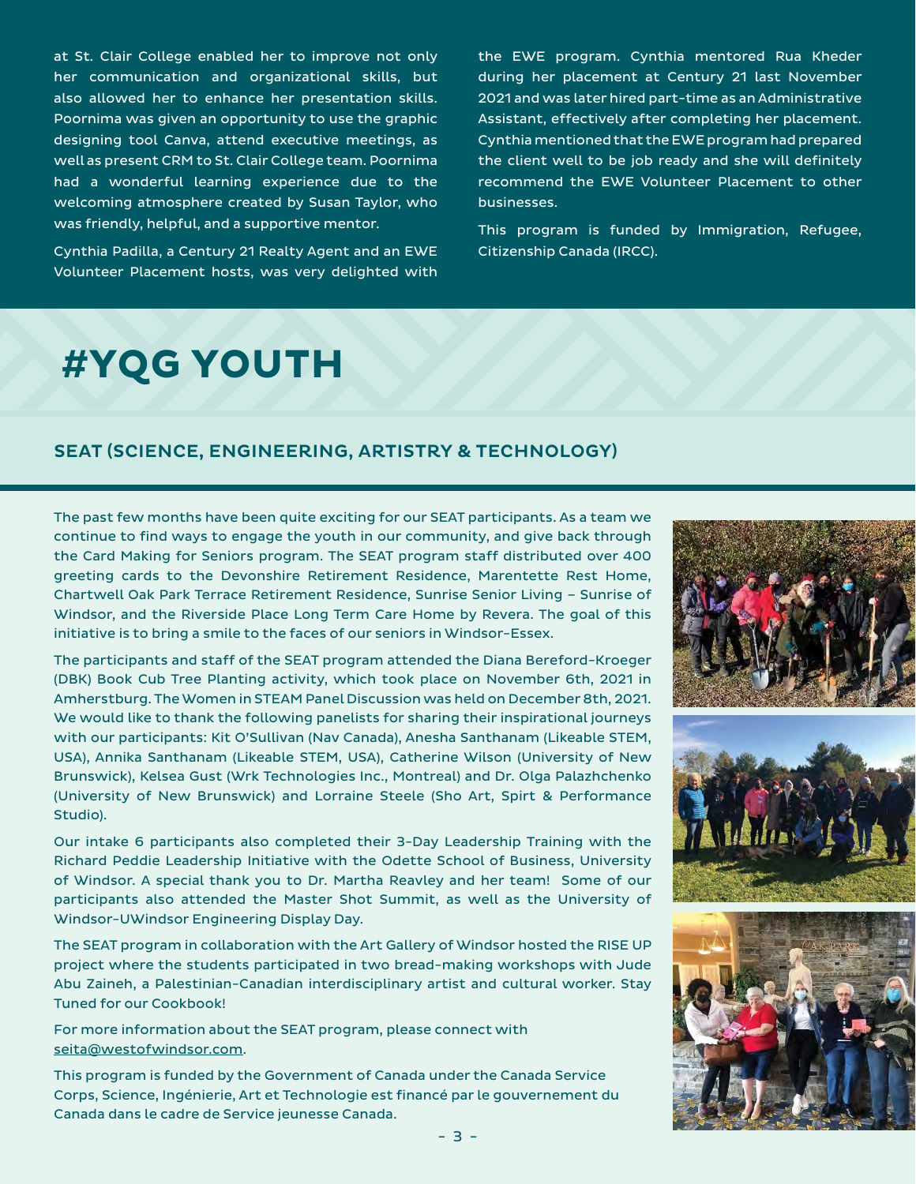at St. Clair College enabled her to improve not only her communication and organizational skills, but also allowed her to enhance her presentation skills. Poornima was given an opportunity to use the graphic designing tool Canva, attend executive meetings, as well as present CRM to St. Clair College team. Poornima had a wonderful learning experience due to the welcoming atmosphere created by Susan Taylor, who was friendly, helpful, and a supportive mentor.

Cynthia Padilla, a Century 21 Realty Agent and an EWE Volunteer Placement hosts, was very delighted with the EWE program. Cynthia mentored Rua Kheder during her placement at Century 21 last November 2021 and was later hired part-time as an Administrative Assistant, effectively after completing her placement. Cynthia mentioned that the EWE program had prepared the client well to be job ready and she will definitely recommend the EWE Volunteer Placement to other businesses.

This program is funded by Immigration, Refugee, Citizenship Canada (IRCC).

# #YQG YOUTH

## SEAT (SCIENCE, ENGINEERING, ARTISTRY & TECHNOLOGY)

The past few months have been quite exciting for our SEAT participants. As a team we continue to find ways to engage the youth in our community, and give back through the Card Making for Seniors program. The SEAT program staff distributed over 400 greeting cards to the Devonshire Retirement Residence, Marentette Rest Home, Chartwell Oak Park Terrace Retirement Residence, Sunrise Senior Living – Sunrise of Windsor, and the Riverside Place Long Term Care Home by Revera. The goal of this initiative is to bring a smile to the faces of our seniors in Windsor-Essex.

The participants and staff of the SEAT program attended the Diana Bereford-Kroeger (DBK) Book Cub Tree Planting activity, which took place on November 6th, 2021 in Amherstburg. The Women in STEAM Panel Discussion was held on December 8th, 2021. We would like to thank the following panelists for sharing their inspirational journeys with our participants: Kit O'Sullivan (Nav Canada), Anesha Santhanam (Likeable STEM, USA), Annika Santhanam (Likeable STEM, USA), Catherine Wilson (University of New Brunswick), Kelsea Gust (Wrk Technologies Inc., Montreal) and Dr. Olga Palazhchenko (University of New Brunswick) and Lorraine Steele (Sho Art, Spirt & Performance Studio).

Our intake 6 participants also completed their 3-Day Leadership Training with the Richard Peddie Leadership Initiative with the Odette School of Business, University of Windsor. A special thank you to Dr. Martha Reavley and her team! Some of our participants also attended the Master Shot Summit, as well as the University of Windsor-UWindsor Engineering Display Day.

The SEAT program in collaboration with the Art Gallery of Windsor hosted the RISE UP project where the students participated in two bread-making workshops with Jude Abu Zaineh, a Palestinian-Canadian interdisciplinary artist and cultural worker. Stay Tuned for our Cookbook!

For more information about the SEAT program, please connect with seita@westofwindsor.com.

This program is funded by the Government of Canada under the Canada Service Corps, Science, Ingénierie, Art et Technologie est financé par le gouvernement du Canada dans le cadre de Service jeunesse Canada.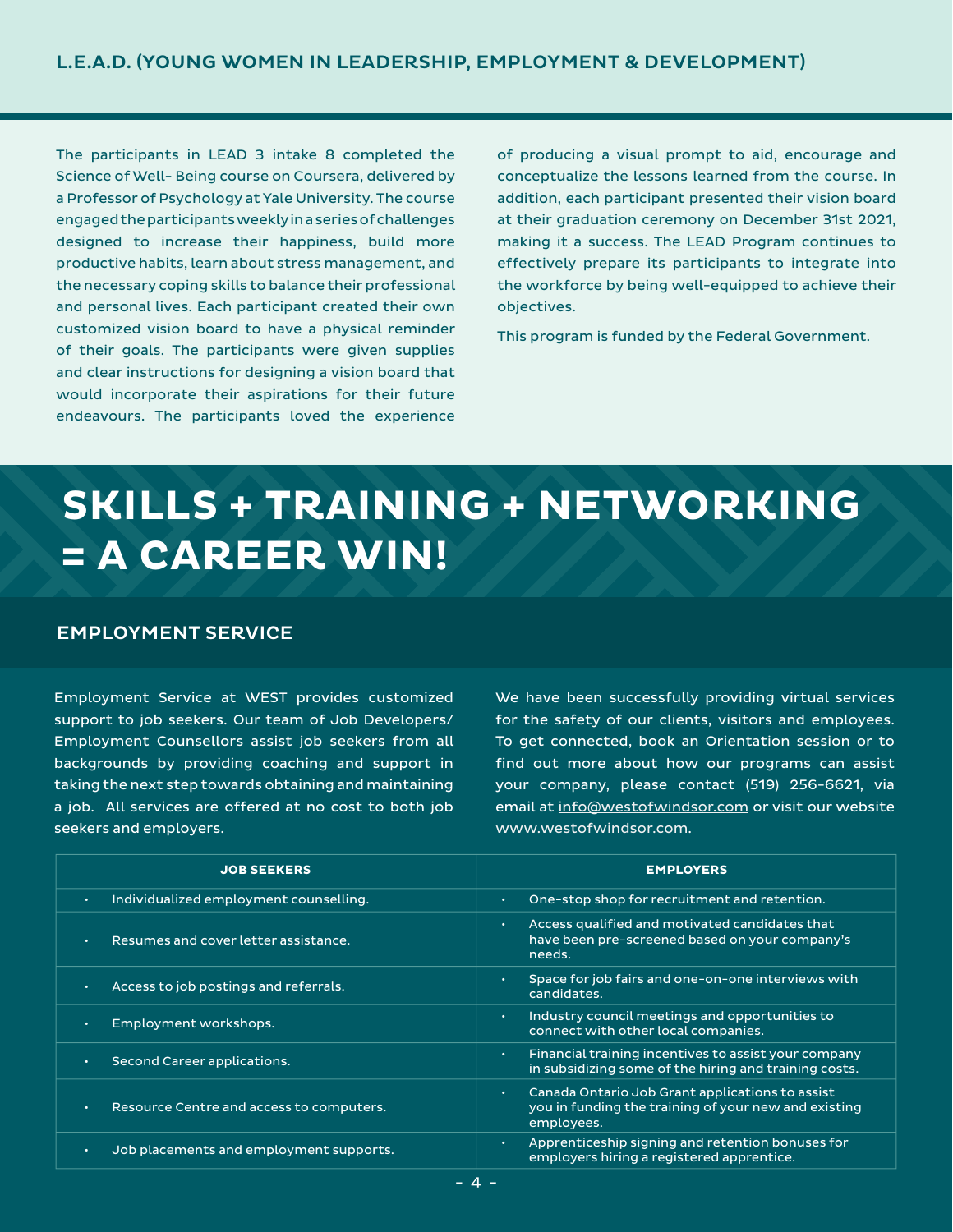## L.E.A.D. (YOUNG WOMEN IN LEADERSHIP, EMPLOYMENT & DEVELOPMENT)

The participants in LEAD 3 intake 8 completed the Science of Well- Being course on Coursera, delivered by a Professor of Psychology at Yale University. The course engaged the participants weekly in a series of challenges designed to increase their happiness, build more productive habits, learn about stress management, and the necessary coping skills to balance their professional and personal lives. Each participant created their own customized vision board to have a physical reminder of their goals. The participants were given supplies and clear instructions for designing a vision board that would incorporate their aspirations for their future endeavours. The participants loved the experience of producing a visual prompt to aid, encourage and conceptualize the lessons learned from the course. In addition, each participant presented their vision board at their graduation ceremony on December 31st 2021, making it a success. The LEAD Program continues to effectively prepare its participants to integrate into the workforce by being well-equipped to achieve their objectives.

This program is funded by the Federal Government.

# SKILLS + TRAINING + NETWORKING = A CAREER WIN!

## EMPLOYMENT SERVICE

Employment Service at WEST provides customized support to job seekers. Our team of Job Developers/ Employment Counsellors assist job seekers from all backgrounds by providing coaching and support in taking the next step towards obtaining and maintaining a job. All services are offered at no cost to both job seekers and employers.

We have been successfully providing virtual services for the safety of our clients, visitors and employees. To get connected, book an Orientation session or to find out more about how our programs can assist your company, please contact (519) 256-6621, via email at info@westofwindsor.com or visit our website www.westofwindsor.com.

| JOB SEEKERS | EMPLOYERS |
|---|---|
| • Individualized employment counselling. | • One-stop shop for recruitment and retention. |
| • Resumes and cover letter assistance. | • Access qualified and motivated candidates that have been pre-screened based on your company's needs. |
| • Access to job postings and referrals. | • Space for job fairs and one-on-one interviews with candidates. |
| • Employment workshops. | • Industry council meetings and opportunities to connect with other local companies. |
| • Second Career applications. | • Financial training incentives to assist your company in subsidizing some of the hiring and training costs. |
| • Resource Centre and access to computers. | • Canada Ontario Job Grant applications to assist you in funding the training of your new and existing employees. |
| • Job placements and employment supports. | • Apprenticeship signing and retention bonuses for employers hiring a registered apprentice. |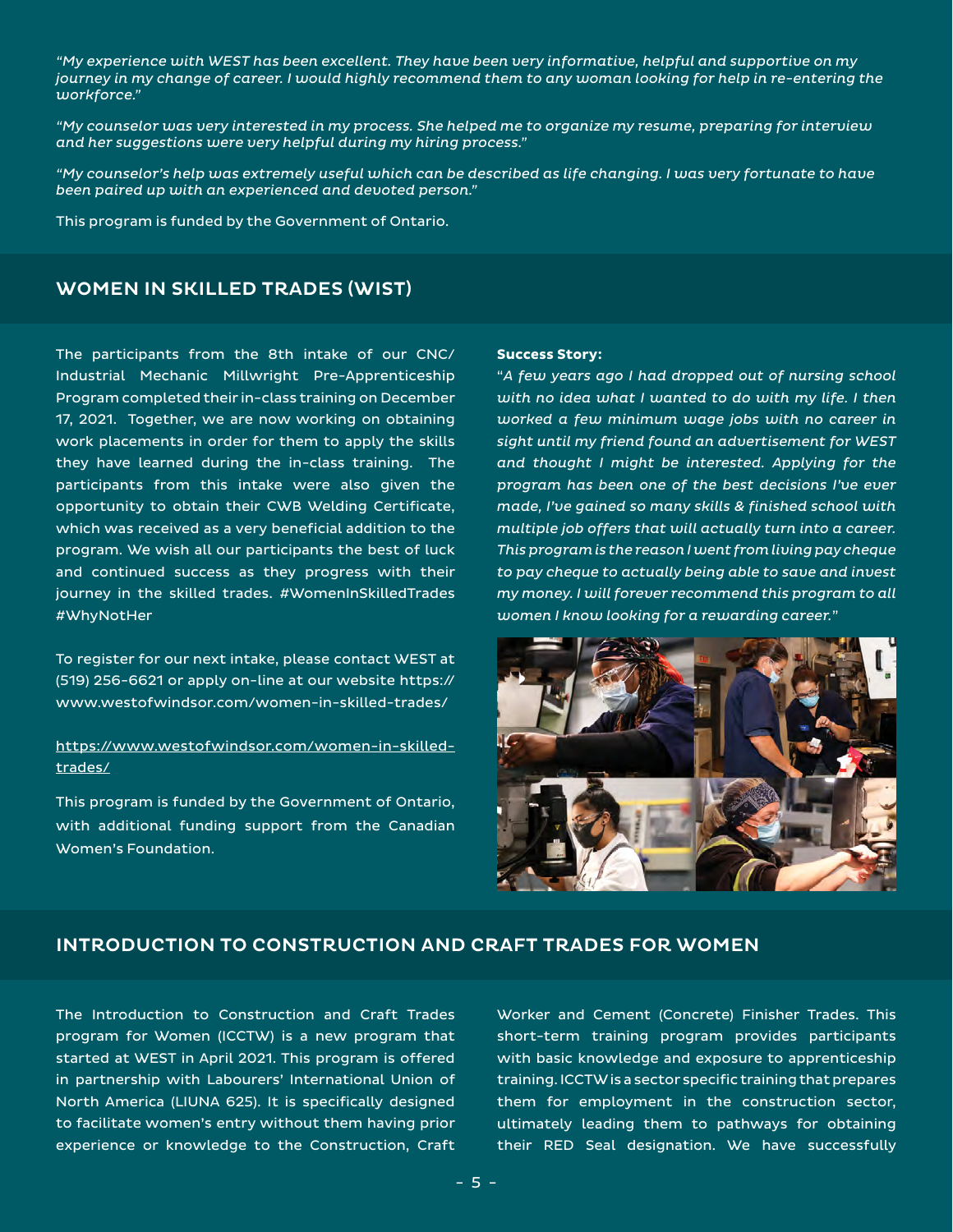*"My experience with WEST has been excellent. They have been very informative, helpful and supportive on my journey in my change of career. I would highly recommend them to any woman looking for help in re-entering the workforce."*

*"My counselor was very interested in my process. She helped me to organize my resume, preparing for interview and her suggestions were very helpful during my hiring process."*

*"My counselor's help was extremely useful which can be described as life changing. I was very fortunate to have been paired up with an experienced and devoted person."*

This program is funded by the Government of Ontario.

## WOMEN IN SKILLED TRADES (WIST)

The participants from the 8th intake of our CNC/ Industrial Mechanic Millwright Pre-Apprenticeship Program completed their in-class training on December 17, 2021. Together, we are now working on obtaining work placements in order for them to apply the skills they have learned during the in-class training. The participants from this intake were also given the opportunity to obtain their CWB Welding Certificate, which was received as a very beneficial addition to the program. We wish all our participants the best of luck and continued success as they progress with their journey in the skilled trades. #WomenInSkilledTrades #WhyNotHer

To register for our next intake, please contact WEST at (519) 256-6621 or apply on-line at our website https:// www.westofwindsor.com/women-in-skilled-trades/

https://www.westofwindsor.com/women-in-skilled-trades/

This program is funded by the Government of Ontario, with additional funding support from the Canadian Women's Foundation.

**Success Story:**

"*A few years ago I had dropped out of nursing school with no idea what I wanted to do with my life. I then worked a few minimum wage jobs with no career in sight until my friend found an advertisement for WEST and thought I might be interested. Applying for the program has been one of the best decisions I've ever made, I've gained so many skills & finished school with multiple job offers that will actually turn into a career. This program is the reason I went from living pay cheque to pay cheque to actually being able to save and invest my money. I will forever recommend this program to all women I know looking for a rewarding career.*"

## INTRODUCTION TO CONSTRUCTION AND CRAFT TRADES FOR WOMEN

The Introduction to Construction and Craft Trades program for Women (ICCTW) is a new program that started at WEST in April 2021. This program is offered in partnership with Labourers' International Union of North America (LIUNA 625). It is specifically designed to facilitate women's entry without them having prior experience or knowledge to the Construction, Craft Worker and Cement (Concrete) Finisher Trades. This short-term training program provides participants with basic knowledge and exposure to apprenticeship training. ICCTW is a sector specific training that prepares them for employment in the construction sector, ultimately leading them to pathways for obtaining their RED Seal designation. We have successfully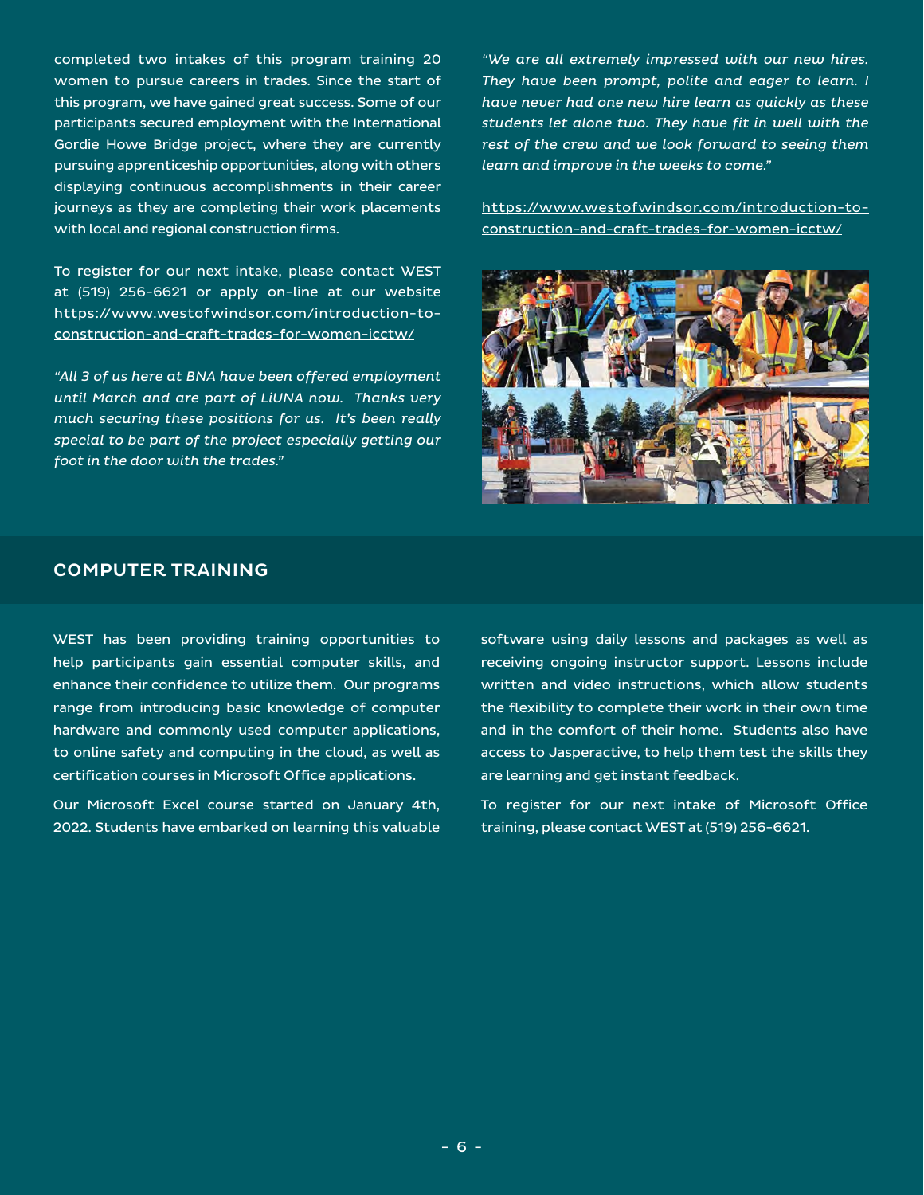completed two intakes of this program training 20 women to pursue careers in trades. Since the start of this program, we have gained great success. Some of our participants secured employment with the International Gordie Howe Bridge project, where they are currently pursuing apprenticeship opportunities, along with others displaying continuous accomplishments in their career journeys as they are completing their work placements with local and regional construction firms.

To register for our next intake, please contact WEST at (519) 256-6621 or apply on-line at our website https://www.westofwindsor.com/introduction-to-construction-and-craft-trades-for-women-icctw/

*"All 3 of us here at BNA have been offered employment until March and are part of LiUNA now. Thanks very much securing these positions for us. It's been really special to be part of the project especially getting our foot in the door with the trades."*

*"We are all extremely impressed with our new hires. They have been prompt, polite and eager to learn. I have never had one new hire learn as quickly as these students let alone two. They have fit in well with the rest of the crew and we look forward to seeing them learn and improve in the weeks to come."*

https://www.westofwindsor.com/introduction-to-construction-and-craft-trades-for-women-icctw/

## COMPUTER TRAINING

WEST has been providing training opportunities to help participants gain essential computer skills, and enhance their confidence to utilize them. Our programs range from introducing basic knowledge of computer hardware and commonly used computer applications, to online safety and computing in the cloud, as well as certification courses in Microsoft Office applications.

Our Microsoft Excel course started on January 4th, 2022. Students have embarked on learning this valuable software using daily lessons and packages as well as receiving ongoing instructor support. Lessons include written and video instructions, which allow students the flexibility to complete their work in their own time and in the comfort of their home. Students also have access to Jasperactive, to help them test the skills they are learning and get instant feedback.

To register for our next intake of Microsoft Office training, please contact WEST at (519) 256-6621.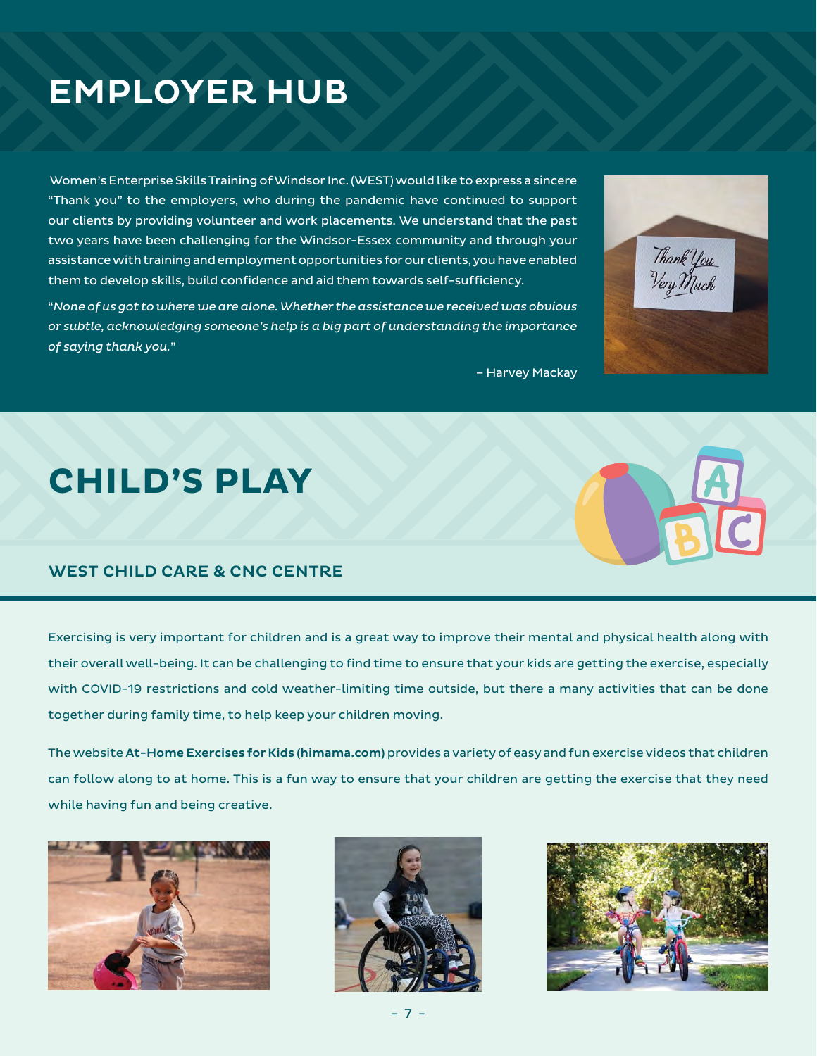# EMPLOYER HUB

Women's Enterprise Skills Training of Windsor Inc. (WEST) would like to express a sincere "Thank you" to the employers, who during the pandemic have continued to support our clients by providing volunteer and work placements. We understand that the past two years have been challenging for the Windsor-Essex community and through your assistance with training and employment opportunities for our clients, you have enabled them to develop skills, build confidence and aid them towards self-sufficiency.

"*None of us got to where we are alone. Whether the assistance we received was obvious or subtle, acknowledging someone's help is a big part of understanding the importance of saying thank you.*"

– Harvey Mackay

# CHILD'S PLAY

## WEST CHILD CARE & CNC CENTRE

Exercising is very important for children and is a great way to improve their mental and physical health along with their overall well-being. It can be challenging to find time to ensure that your kids are getting the exercise, especially with COVID-19 restrictions and cold weather-limiting time outside, but there a many activities that can be done together during family time, to help keep your children moving.

The website **At-Home Exercises for Kids (himama.com)** provides a variety of easy and fun exercise videos that children can follow along to at home. This is a fun way to ensure that your children are getting the exercise that they need while having fun and being creative.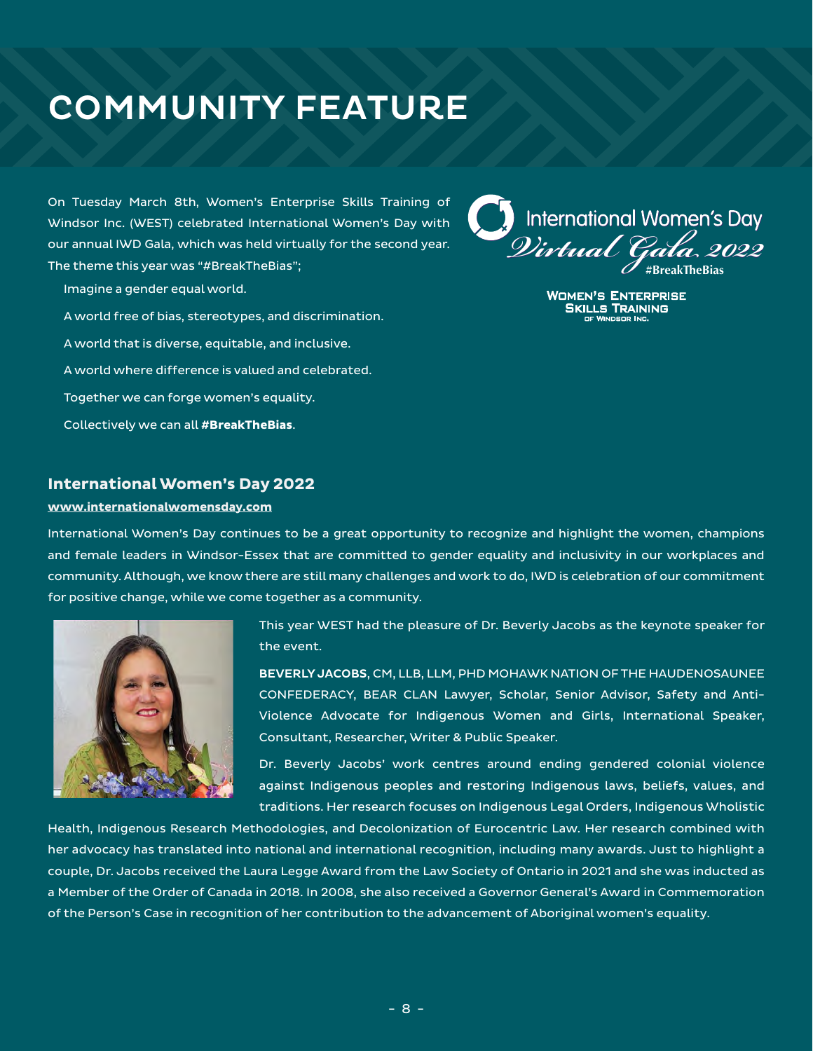# COMMUNITY FEATURE

On Tuesday March 8th, Women's Enterprise Skills Training of Windsor Inc. (WEST) celebrated International Women's Day with our annual IWD Gala, which was held virtually for the second year. The theme this year was "#BreakTheBias";

Imagine a gender equal world.

A world free of bias, stereotypes, and discrimination.

A world that is diverse, equitable, and inclusive.

A world where difference is valued and celebrated.

Together we can forge women's equality.

Collectively we can all **#BreakTheBias**.

International Women's Day
*Virtual Gala 2022*
#BreakTheBias

WOMEN'S ENTERPRISE SKILLS TRAINING OF WINDSOR INC.

## International Women's Day 2022

**www.internationalwomensday.com**

International Women's Day continues to be a great opportunity to recognize and highlight the women, champions and female leaders in Windsor-Essex that are committed to gender equality and inclusivity in our workplaces and community. Although, we know there are still many challenges and work to do, IWD is celebration of our commitment for positive change, while we come together as a community.

This year WEST had the pleasure of Dr. Beverly Jacobs as the keynote speaker for the event.

**BEVERLY JACOBS**, CM, LLB, LLM, PHD MOHAWK NATION OF THE HAUDENOSAUNEE CONFEDERACY, BEAR CLAN Lawyer, Scholar, Senior Advisor, Safety and Anti-Violence Advocate for Indigenous Women and Girls, International Speaker, Consultant, Researcher, Writer & Public Speaker.

Dr. Beverly Jacobs' work centres around ending gendered colonial violence against Indigenous peoples and restoring Indigenous laws, beliefs, values, and traditions. Her research focuses on Indigenous Legal Orders, Indigenous Wholistic Health, Indigenous Research Methodologies, and Decolonization of Eurocentric Law. Her research combined with her advocacy has translated into national and international recognition, including many awards. Just to highlight a couple, Dr. Jacobs received the Laura Legge Award from the Law Society of Ontario in 2021 and she was inducted as a Member of the Order of Canada in 2018. In 2008, she also received a Governor General's Award in Commemoration of the Person's Case in recognition of her contribution to the advancement of Aboriginal women's equality.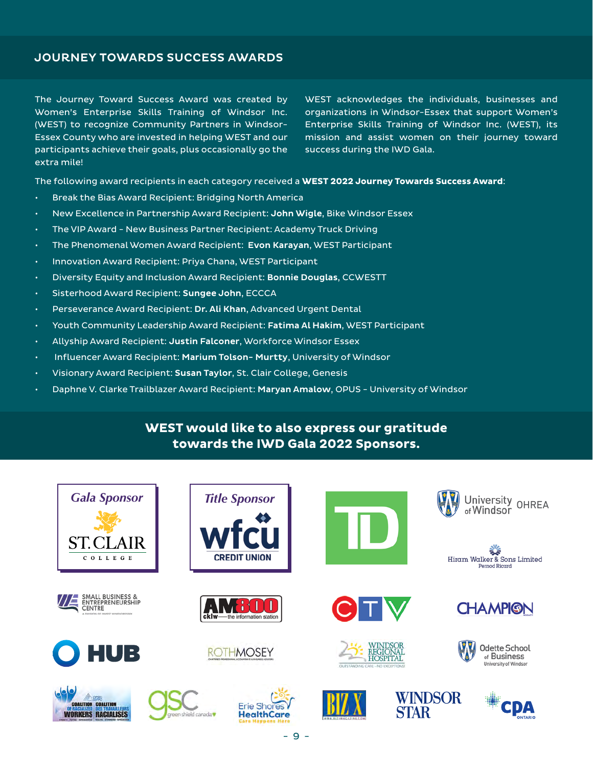## JOURNEY TOWARDS SUCCESS AWARDS

The Journey Toward Success Award was created by Women's Enterprise Skills Training of Windsor Inc. (WEST) to recognize Community Partners in Windsor-Essex County who are invested in helping WEST and our participants achieve their goals, plus occasionally go the extra mile!

WEST acknowledges the individuals, businesses and organizations in Windsor-Essex that support Women's Enterprise Skills Training of Windsor Inc. (WEST), its mission and assist women on their journey toward success during the IWD Gala.

The following award recipients in each category received a **WEST 2022 Journey Towards Success Award**:

- Break the Bias Award Recipient: Bridging North America
- New Excellence in Partnership Award Recipient: **John Wigle**, Bike Windsor Essex
- The VIP Award - New Business Partner Recipient: Academy Truck Driving
- The Phenomenal Women Award Recipient: **Evon Karayan**, WEST Participant
- Innovation Award Recipient: Priya Chana, WEST Participant
- Diversity Equity and Inclusion Award Recipient: **Bonnie Douglas**, CCWESTT
- Sisterhood Award Recipient: **Sungee John**, ECCCA
- Perseverance Award Recipient: **Dr. Ali Khan**, Advanced Urgent Dental
- Youth Community Leadership Award Recipient: **Fatima Al Hakim**, WEST Participant
- Allyship Award Recipient: **Justin Falconer**, Workforce Windsor Essex
- Influencer Award Recipient: **Marium Tolson- Murtty**, University of Windsor
- Visionary Award Recipient: **Susan Taylor**, St. Clair College, Genesis
- Daphne V. Clarke Trailblazer Award Recipient: **Maryan Amalow**, OPUS - University of Windsor

**WEST would like to also express our gratitude towards the IWD Gala 2022 Sponsors.**

*Gala Sponsor* ST. CLAIR COLLEGE

*Title Sponsor* wfcu CREDIT UNION

TD

University of Windsor OHREA

Hiram Walker & Sons Limited Pernod Ricard

Small Business & Entrepreneurship Centre

AM800 cklw the information station

CTV

CHAMPION

HUB

ROTHMOSEY

Windsor Regional Hospital

Odette School of Business University of Windsor

Coalition of Racialized Workers / Coalition des Travailleurs Racialisés

gsc green shield canada

Erie Shores HealthCare

BIZ X

WINDSOR STAR

CPA ONTARIO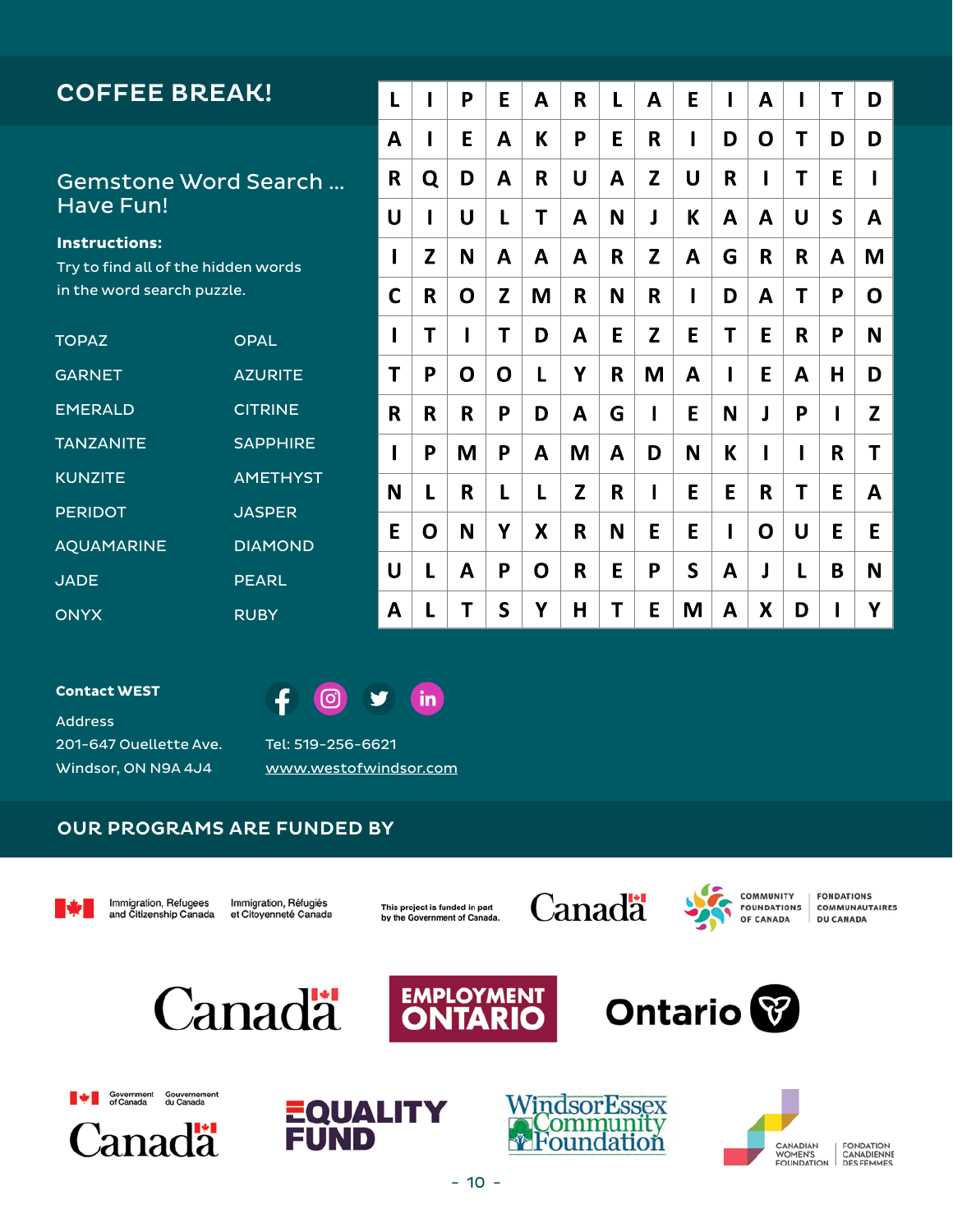## COFFEE BREAK!

### Gemstone Word Search ... Have Fun!

**Instructions:**
Try to find all of the hidden words in the word search puzzle.

| | |
|---|---|
| TOPAZ | OPAL |
| GARNET | AZURITE |
| EMERALD | CITRINE |
| TANZANITE | SAPPHIRE |
| KUNZITE | AMETHYST |
| PERIDOT | JASPER |
| AQUAMARINE | DIAMOND |
| JADE | PEARL |
| ONYX | RUBY |

| | | | | | | | | | | | | | |
|---|---|---|---|---|---|---|---|---|---|---|---|---|---|
| L | I | P | E | A | R | L | A | E | I | A | I | T | D |
| A | I | E | A | K | P | E | R | I | D | O | T | D | D |
| R | Q | D | A | R | U | A | Z | U | R | I | T | E | I |
| U | I | U | L | T | A | N | J | K | A | A | U | S | A |
| I | Z | N | A | A | A | R | Z | A | G | R | R | A | M |
| C | R | O | Z | M | R | N | R | I | D | A | T | P | O |
| I | T | I | T | D | A | E | Z | E | T | E | R | P | N |
| T | P | O | O | L | Y | R | M | A | I | E | A | H | D |
| R | R | R | P | D | A | G | I | E | N | J | P | I | Z |
| I | P | M | P | A | M | A | D | N | K | I | I | R | T |
| N | L | R | L | L | Z | R | I | E | E | R | T | E | A |
| E | O | N | Y | X | R | N | E | E | I | O | U | E | E |
| U | L | A | P | O | R | E | P | S | A | J | L | B | N |
| A | L | T | S | Y | H | T | E | M | A | X | D | I | Y |

**Contact WEST**

Address
201-647 Ouellette Ave.
Windsor, ON N9A 4J4

Tel: 519-256-6621
www.westofwindsor.com

### OUR PROGRAMS ARE FUNDED BY

Immigration, Refugees and Citizenship Canada / Immigration, Réfugiés et Citoyenneté Canada

This project is funded in part by the Government of Canada.

Canada

Community Foundations of Canada / Fondations Communautaires du Canada

Canada

Employment Ontario

Ontario

Government of Canada / Gouvernement du Canada

Canada

Equality Fund

WindsorEssex Community Foundation

Canadian Women's Foundation / Fondation canadienne des femmes